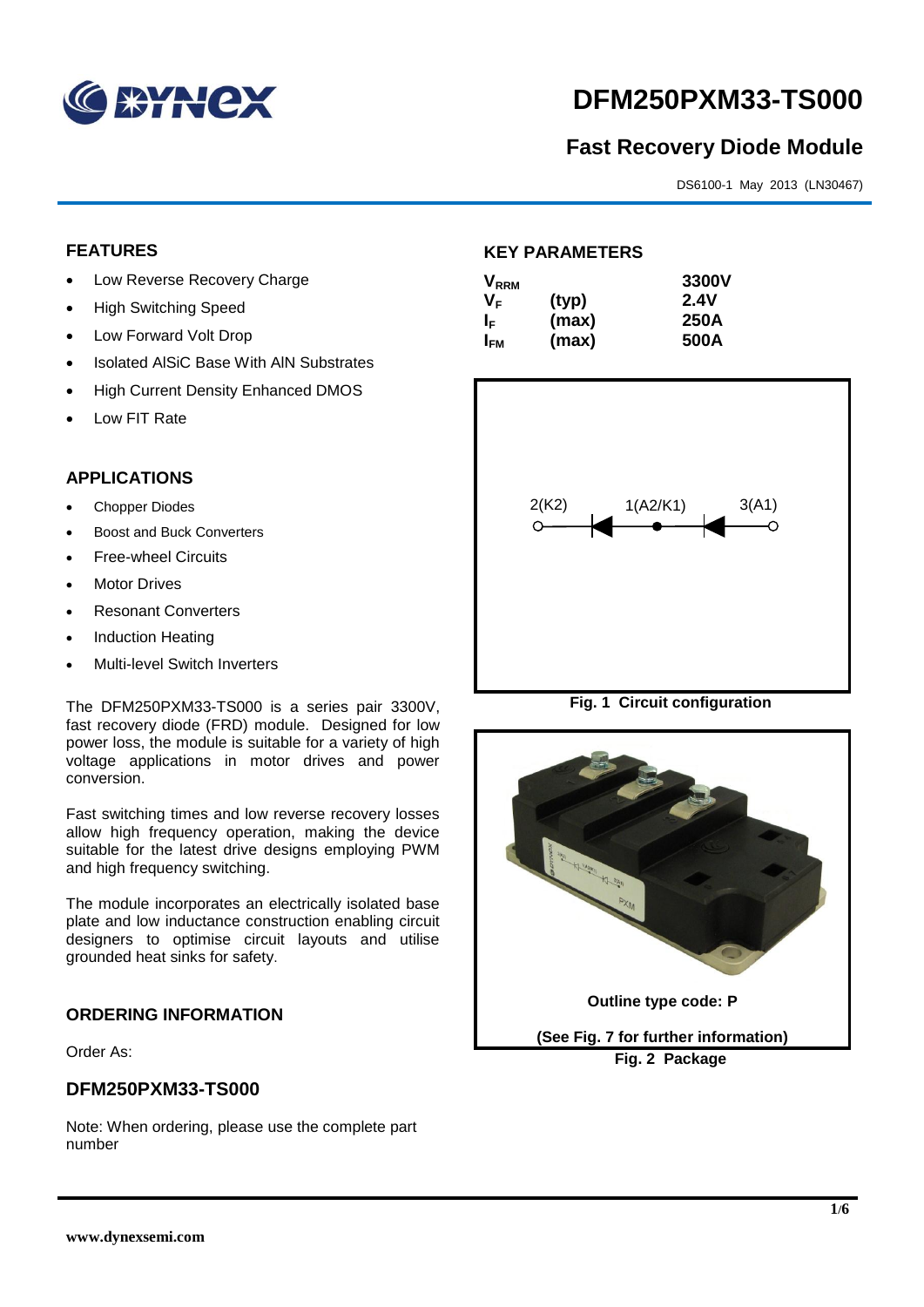# DFM250PXM33-TS000

## Fast Recovery Diode Module

DS6100-1 May 2013 (LN30467)

### FEATURES

- Low Reverse Recovery Charge
- High Switching Speed
- Low Forward Volt Drop
- Isolated AlSiC Base With AlN Substrates
- High Current Density Enhanced DMOS
- Low FIT Rate

### APPLICATIONS

- Chopper Diodes
- Boost and Buck Converters
- Free-wheel Circuits
- Motor Drives
- Resonant Converters
- Induction Heating
- Multi-level Switch Inverters

The DFM250PXM33-TS000 is a series pair 3300V, fast recovery diode (FRD) module. Designed for low power loss, the module is suitable for a variety of high voltage applications in motor drives and power conversion.

Fast switching times and low reverse recovery losses allow high frequency operation, making the device suitable for the latest drive designs employing PWM and high frequency switching.

The module incorporates an electrically isolated base plate and low inductance construction enabling circuit designers to optimise circuit layouts and utilise grounded heat sinks for safety.

### ORDERING INFORMATION

Order As:

### DFM250PXM33-TS000

Note: When ordering, please use the complete part number

### KEY PARAMETERS

| | | |
|---|---|---|
| $V_{RRM}$ | | 3300V |
| $V_F$ | (typ) | 2.4V |
| $I_F$ | (max) | 250A |
| $I_{FM}$ | (max) | 500A |

2(K2) 1(A2/K1) 3(A1)

Fig. 1 Circuit configuration

Outline type code: P

(See Fig. 7 for further information)

Fig. 2 Package

www.dynexsemi.com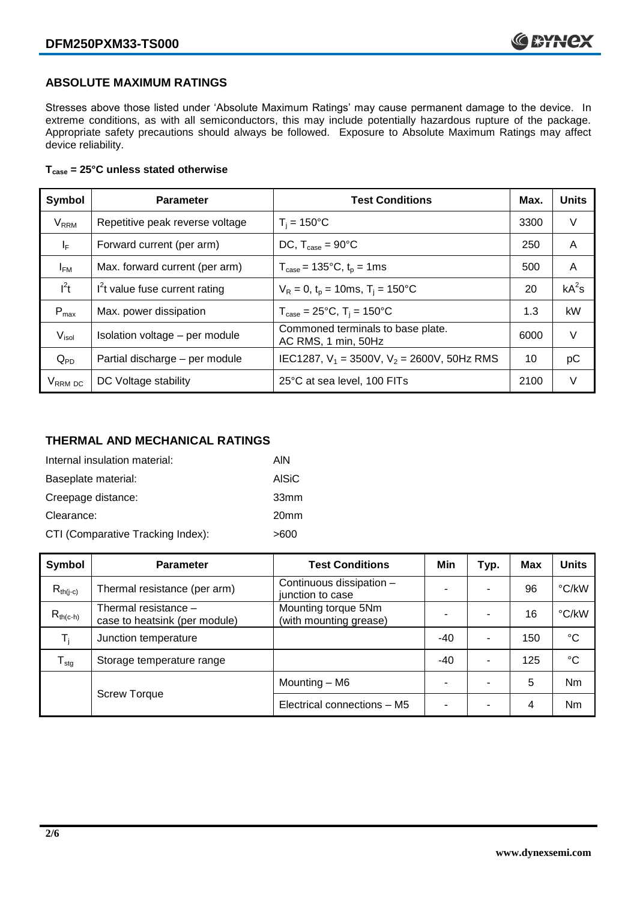## ABSOLUTE MAXIMUM RATINGS

Stresses above those listed under 'Absolute Maximum Ratings' may cause permanent damage to the device. In extreme conditions, as with all semiconductors, this may include potentially hazardous rupture of the package. Appropriate safety precautions should always be followed. Exposure to Absolute Maximum Ratings may affect device reliability.

**$T_{case}$ = 25°C unless stated otherwise**

| Symbol | Parameter | Test Conditions | Max. | Units |
|---|---|---|---|---|
| $V_{RRM}$ | Repetitive peak reverse voltage | $T_j$ = 150°C | 3300 | V |
| $I_F$ | Forward current (per arm) | DC, $T_{case}$ = 90°C | 250 | A |
| $I_{FM}$ | Max. forward current (per arm) | $T_{case}$ = 135°C, $t_p$ = 1ms | 500 | A |
| $I^2t$ | $I^2t$ value fuse current rating | $V_R$ = 0, $t_p$ = 10ms, $T_j$ = 150°C | 20 | $kA^2s$ |
| $P_{max}$ | Max. power dissipation | $T_{case}$ = 25°C, $T_j$ = 150°C | 1.3 | kW |
| $V_{isol}$ | Isolation voltage – per module | Commoned terminals to base plate. AC RMS, 1 min, 50Hz | 6000 | V |
| $Q_{PD}$ | Partial discharge – per module | IEC1287, $V_1$ = 3500V, $V_2$ = 2600V, 50Hz RMS | 10 | pC |
| $V_{RRM\ DC}$ | DC Voltage stability | 25°C at sea level, 100 FITs | 2100 | V |

## THERMAL AND MECHANICAL RATINGS

| | |
|---|---|
| Internal insulation material: | AlN |
| Baseplate material: | AlSiC |
| Creepage distance: | 33mm |
| Clearance: | 20mm |
| CTI (Comparative Tracking Index): | >600 |

| Symbol | Parameter | Test Conditions | Min | Typ. | Max | Units |
|---|---|---|---|---|---|---|
| $R_{th(j-c)}$ | Thermal resistance (per arm) | Continuous dissipation – junction to case | - | - | 96 | °C/kW |
| $R_{th(c-h)}$ | Thermal resistance – case to heatsink (per module) | Mounting torque 5Nm (with mounting grease) | - | - | 16 | °C/kW |
| $T_j$ | Junction temperature | | -40 | - | 150 | °C |
| $T_{stg}$ | Storage temperature range | | -40 | - | 125 | °C |
| | Screw Torque | Mounting – M6 | - | - | 5 | Nm |
| | | Electrical connections – M5 | - | - | 4 | Nm |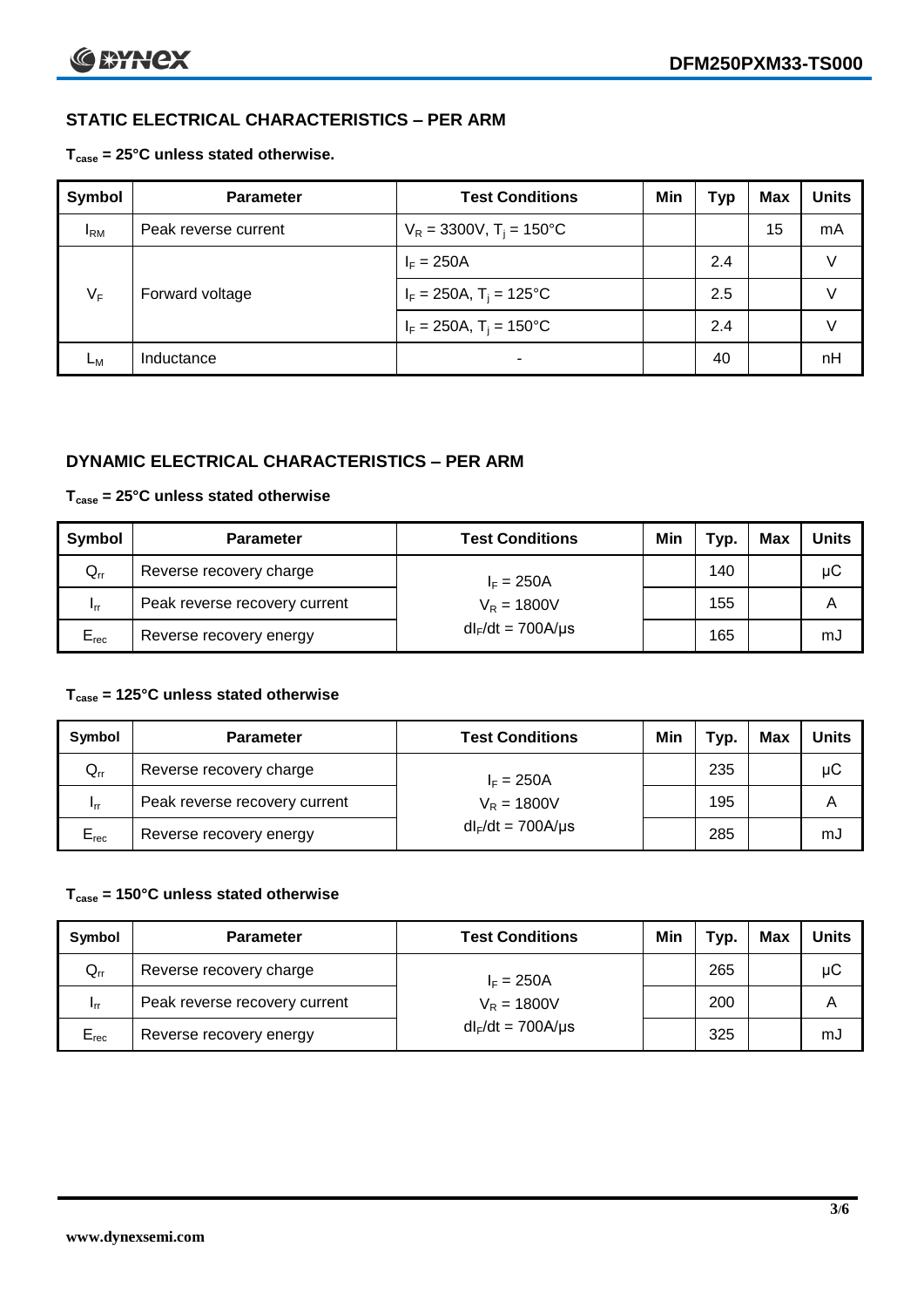## STATIC ELECTRICAL CHARACTERISTICS – PER ARM

**$T_{case}$ = 25°C unless stated otherwise.**

| Symbol | Parameter | Test Conditions | Min | Typ | Max | Units |
|---|---|---|---|---|---|---|
| $I_{RM}$ | Peak reverse current | $V_R$ = 3300V, $T_j$ = 150°C | | | 15 | mA |
| $V_F$ | Forward voltage | $I_F$ = 250A | | 2.4 | | V |
| | | $I_F$ = 250A, $T_j$ = 125°C | | 2.5 | | V |
| | | $I_F$ = 250A, $T_j$ = 150°C | | 2.4 | | V |
| $L_M$ | Inductance | - | | 40 | | nH |

## DYNAMIC ELECTRICAL CHARACTERISTICS – PER ARM

**$T_{case}$ = 25°C unless stated otherwise**

| Symbol | Parameter | Test Conditions | Min | Typ. | Max | Units |
|---|---|---|---|---|---|---|
| $Q_{rr}$ | Reverse recovery charge | $I_F$ = 250A | | 140 | | μC |
| $I_{rr}$ | Peak reverse recovery current | $V_R$ = 1800V | | 155 | | A |
| $E_{rec}$ | Reverse recovery energy | $dI_F/dt$ = 700A/μs | | 165 | | mJ |

**$T_{case}$ = 125°C unless stated otherwise**

| Symbol | Parameter | Test Conditions | Min | Typ. | Max | Units |
|---|---|---|---|---|---|---|
| $Q_{rr}$ | Reverse recovery charge | $I_F$ = 250A | | 235 | | μC |
| $I_{rr}$ | Peak reverse recovery current | $V_R$ = 1800V | | 195 | | A |
| $E_{rec}$ | Reverse recovery energy | $dI_F/dt$ = 700A/μs | | 285 | | mJ |

**$T_{case}$ = 150°C unless stated otherwise**

| Symbol | Parameter | Test Conditions | Min | Typ. | Max | Units |
|---|---|---|---|---|---|---|
| $Q_{rr}$ | Reverse recovery charge | $I_F$ = 250A | | 265 | | μC |
| $I_{rr}$ | Peak reverse recovery current | $V_R$ = 1800V | | 200 | | A |
| $E_{rec}$ | Reverse recovery energy | $dI_F/dt$ = 700A/μs | | 325 | | mJ |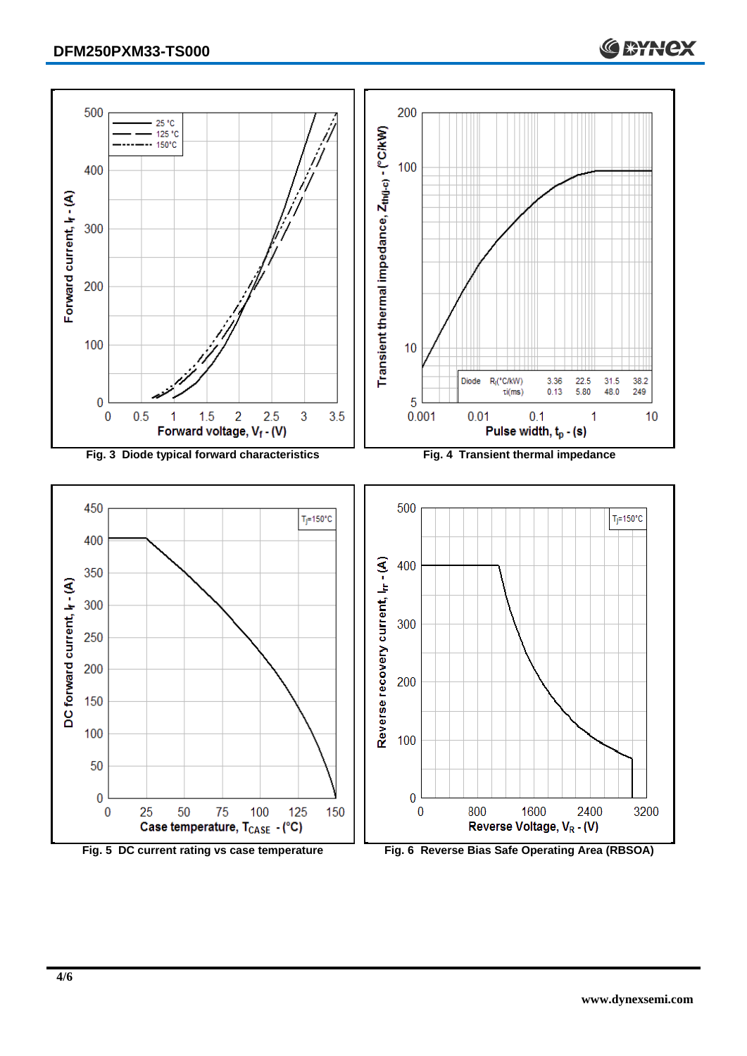500
400
300
200
100
0

25 °C
125 °C
150°C

Forward current, $I_f$ - (A)

0 0.5 1 1.5 2 2.5 3 3.5

Forward voltage, $V_f$ - (V)

**Fig. 3 Diode typical forward characteristics**

200
100
10
5

Transient thermal impedance, $Z_{th(j-c)}$ - (°C/kW)

| Diode | $R_i$(°C/kW) | 3.36 | 22.5 | 31.5 | 38.2 |
|---|---|---|---|---|---|
| | $\tau_i$(ms) | 0.13 | 5.80 | 48.0 | 249 |

0.001 0.01 0.1 1 10

Pulse width, $t_p$ - (s)

**Fig. 4 Transient thermal impedance**

450
400
350
300
250
200
150
100
50
0

$T_j$=150°C

DC forward current, $I_F$ - (A)

0 25 50 75 100 125 150

Case temperature, $T_{CASE}$ - (°C)

**Fig. 5 DC current rating vs case temperature**

500
400
300
200
100
0

$T_j$=150°C

Reverse recovery current, $I_{rr}$ - (A)

0 800 1600 2400 3200

Reverse Voltage, $V_R$ - (V)

**Fig. 6 Reverse Bias Safe Operating Area (RBSOA)**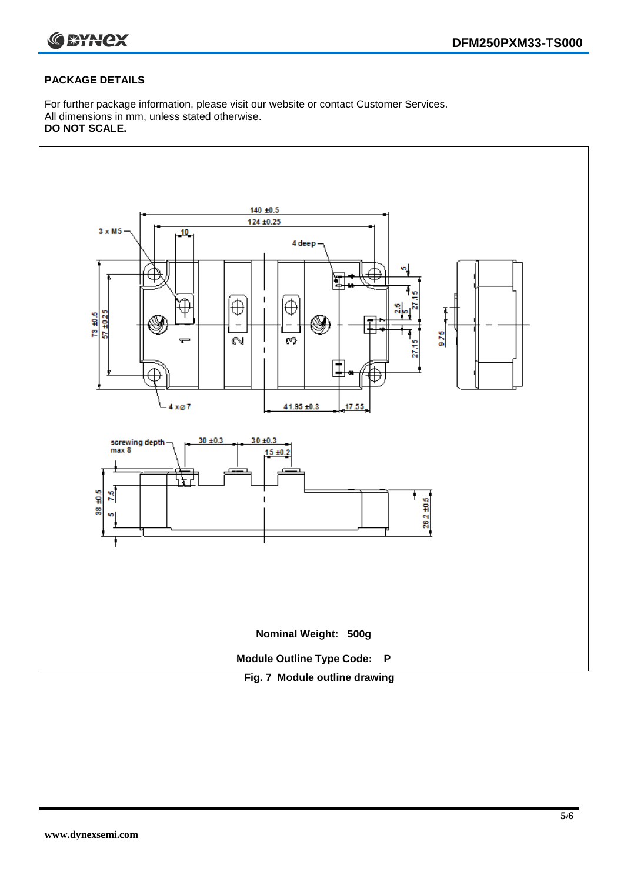## PACKAGE DETAILS

For further package information, please visit our website or contact Customer Services.
All dimensions in mm, unless stated otherwise.
**DO NOT SCALE.**

140 ±0.5
124 ±0.25
3 x M5
10
4 deep
5
27.15
2.5
5
27.15
9.75
73 ±0.5
57 ±0.25
1
2
3
4 x Ø 7
41.95 ±0.3
17.55
screwing depth max 8
30 ±0.3
30 ±0.3
15 ±0.2
38 ±0.5
7.5
5
26.2 ±0.5

**Nominal Weight: 500g**

**Module Outline Type Code: P**

**Fig. 7 Module outline drawing**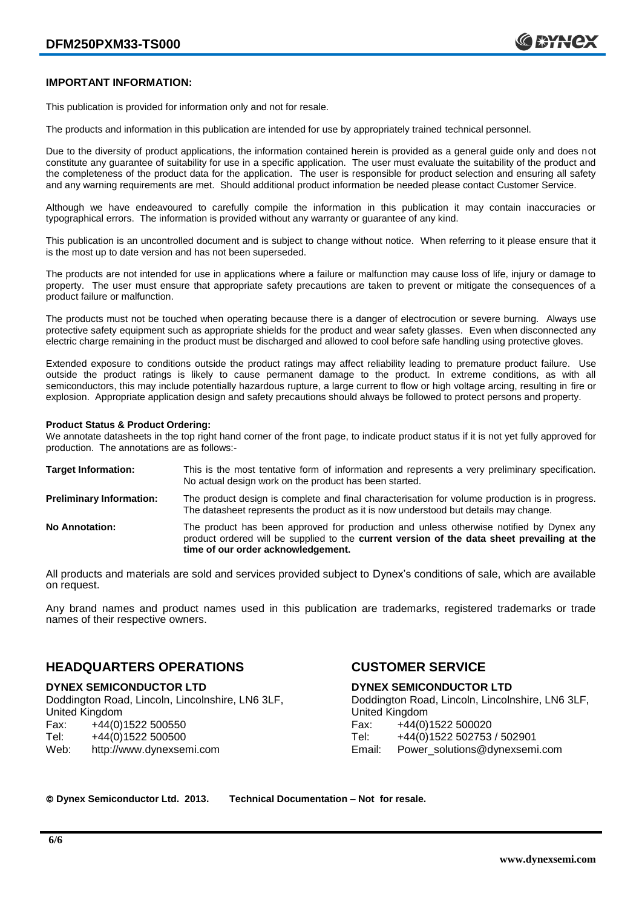**IMPORTANT INFORMATION:**

This publication is provided for information only and not for resale.

The products and information in this publication are intended for use by appropriately trained technical personnel.

Due to the diversity of product applications, the information contained herein is provided as a general guide only and does not constitute any guarantee of suitability for use in a specific application. The user must evaluate the suitability of the product and the completeness of the product data for the application. The user is responsible for product selection and ensuring all safety and any warning requirements are met. Should additional product information be needed please contact Customer Service.

Although we have endeavoured to carefully compile the information in this publication it may contain inaccuracies or typographical errors. The information is provided without any warranty or guarantee of any kind.

This publication is an uncontrolled document and is subject to change without notice. When referring to it please ensure that it is the most up to date version and has not been superseded.

The products are not intended for use in applications where a failure or malfunction may cause loss of life, injury or damage to property. The user must ensure that appropriate safety precautions are taken to prevent or mitigate the consequences of a product failure or malfunction.

The products must not be touched when operating because there is a danger of electrocution or severe burning. Always use protective safety equipment such as appropriate shields for the product and wear safety glasses. Even when disconnected any electric charge remaining in the product must be discharged and allowed to cool before safe handling using protective gloves.

Extended exposure to conditions outside the product ratings may affect reliability leading to premature product failure. Use outside the product ratings is likely to cause permanent damage to the product. In extreme conditions, as with all semiconductors, this may include potentially hazardous rupture, a large current to flow or high voltage arcing, resulting in fire or explosion. Appropriate application design and safety precautions should always be followed to protect persons and property.

**Product Status & Product Ordering:**

We annotate datasheets in the top right hand corner of the front page, to indicate product status if it is not yet fully approved for production. The annotations are as follows:-

| | |
|---|---|
| **Target Information:** | This is the most tentative form of information and represents a very preliminary specification. No actual design work on the product has been started. |
| **Preliminary Information:** | The product design is complete and final characterisation for volume production is in progress. The datasheet represents the product as it is now understood but details may change. |
| **No Annotation:** | The product has been approved for production and unless otherwise notified by Dynex any product ordered will be supplied to the **current version of the data sheet prevailing at the time of our order acknowledgement.** |

All products and materials are sold and services provided subject to Dynex's conditions of sale, which are available on request.

Any brand names and product names used in this publication are trademarks, registered trademarks or trade names of their respective owners.

## HEADQUARTERS OPERATIONS

**DYNEX SEMICONDUCTOR LTD**
Doddington Road, Lincoln, Lincolnshire, LN6 3LF,
United Kingdom
Fax: +44(0)1522 500550
Tel: +44(0)1522 500500
Web: http://www.dynexsemi.com

## CUSTOMER SERVICE

**DYNEX SEMICONDUCTOR LTD**
Doddington Road, Lincoln, Lincolnshire, LN6 3LF,
United Kingdom
Fax: +44(0)1522 500020
Tel: +44(0)1522 502753 / 502901
Email: Power_solutions@dynexsemi.com

**© Dynex Semiconductor Ltd. 2013. Technical Documentation – Not for resale.**